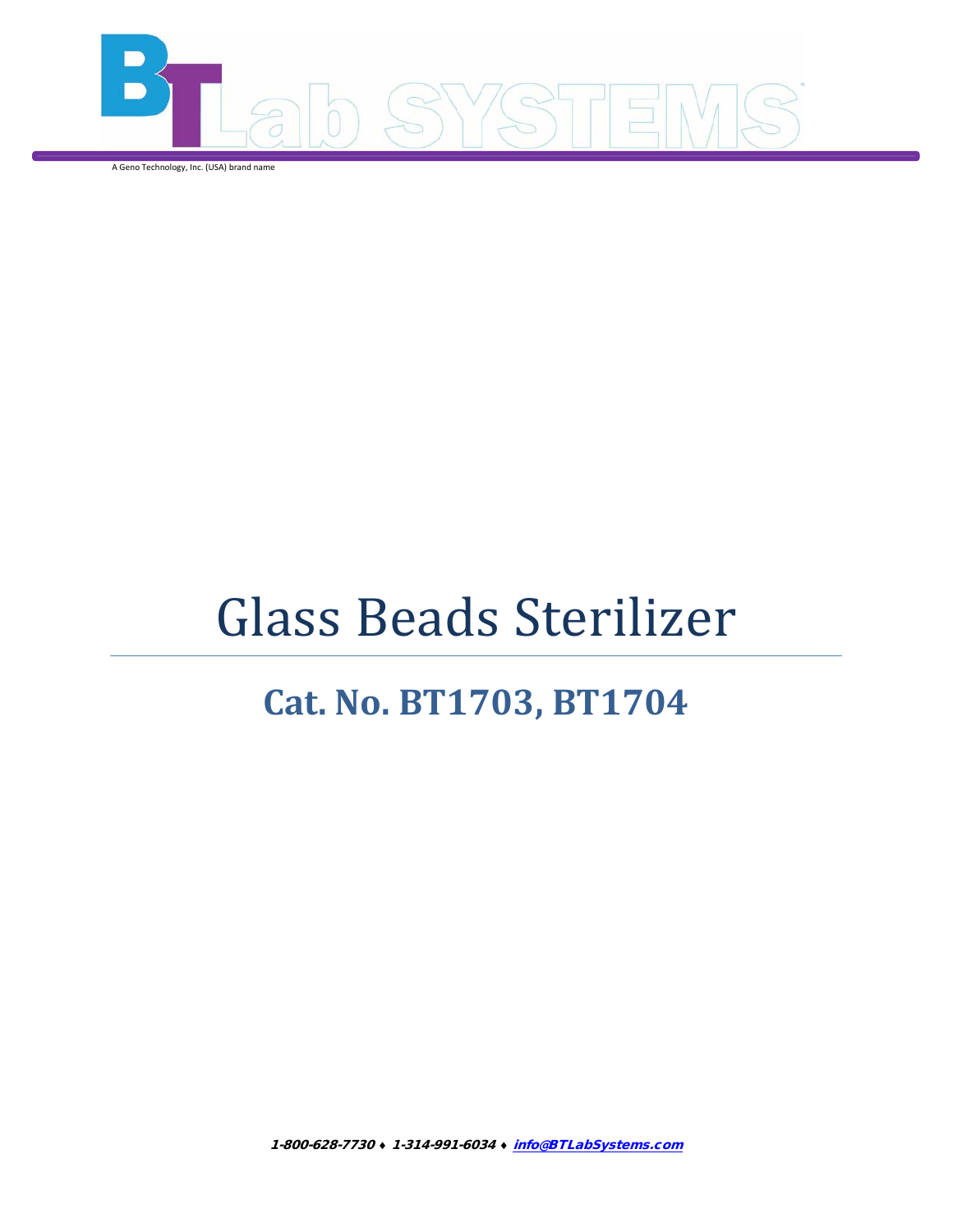BT Lab SYSTEMS

A Geno Technology, Inc. (USA) brand name

# Glass Beads Sterilizer

## Cat. No. BT1703, BT1704

***1-800-628-7730 ♦ 1-314-991-6034 ♦ info@BTLabSystems.com***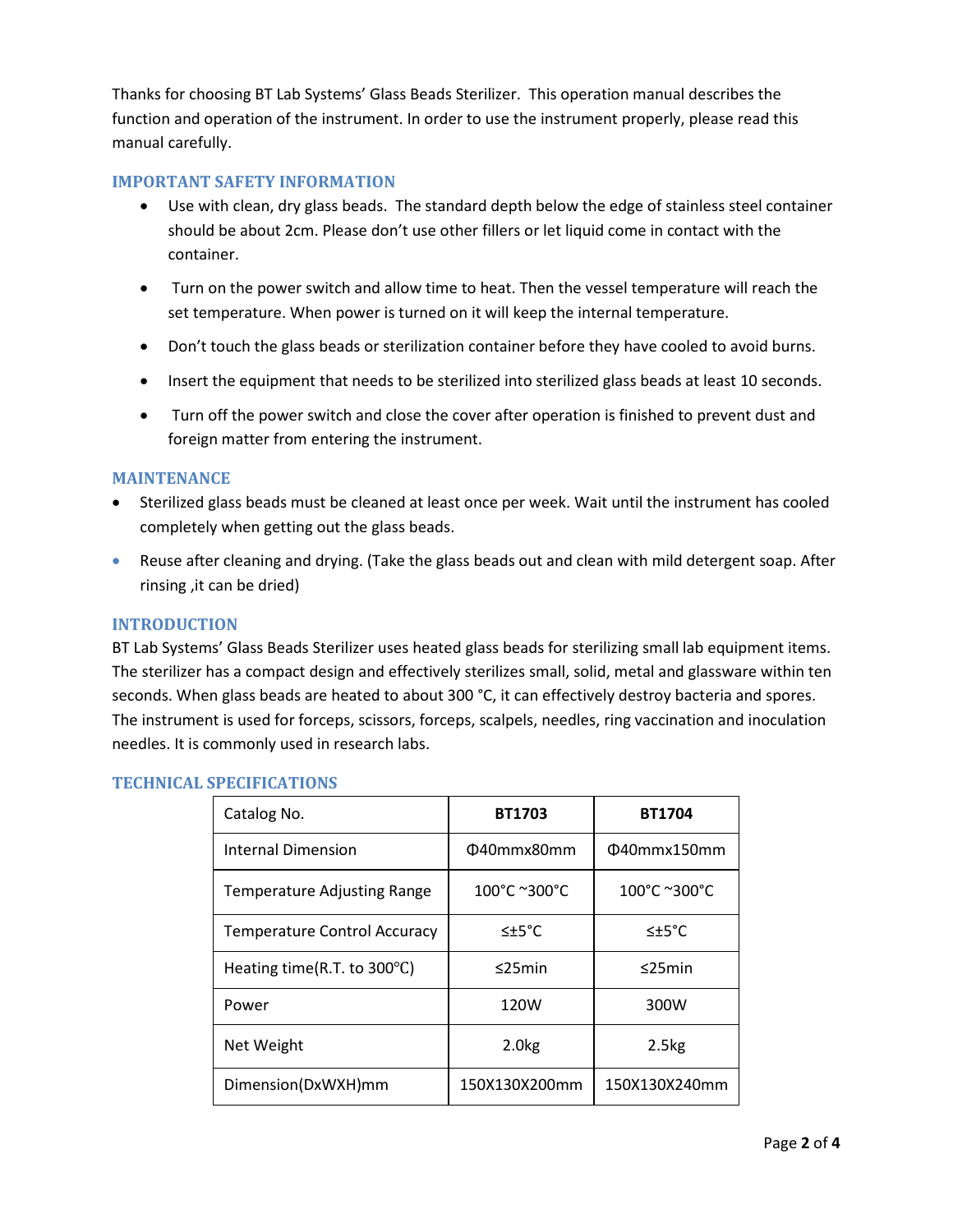Thanks for choosing BT Lab Systems' Glass Beads Sterilizer. This operation manual describes the function and operation of the instrument. In order to use the instrument properly, please read this manual carefully.

## IMPORTANT SAFETY INFORMATION

- Use with clean, dry glass beads. The standard depth below the edge of stainless steel container should be about 2cm. Please don't use other fillers or let liquid come in contact with the container.
- Turn on the power switch and allow time to heat. Then the vessel temperature will reach the set temperature. When power is turned on it will keep the internal temperature.
- Don't touch the glass beads or sterilization container before they have cooled to avoid burns.
- Insert the equipment that needs to be sterilized into sterilized glass beads at least 10 seconds.
- Turn off the power switch and close the cover after operation is finished to prevent dust and foreign matter from entering the instrument.

## MAINTENANCE

- Sterilized glass beads must be cleaned at least once per week. Wait until the instrument has cooled completely when getting out the glass beads.
- Reuse after cleaning and drying. (Take the glass beads out and clean with mild detergent soap. After rinsing ,it can be dried)

## INTRODUCTION

BT Lab Systems' Glass Beads Sterilizer uses heated glass beads for sterilizing small lab equipment items. The sterilizer has a compact design and effectively sterilizes small, solid, metal and glassware within ten seconds. When glass beads are heated to about 300 °C, it can effectively destroy bacteria and spores. The instrument is used for forceps, scissors, forceps, scalpels, needles, ring vaccination and inoculation needles. It is commonly used in research labs.

## TECHNICAL SPECIFICATIONS

| Catalog No. | **BT1703** | **BT1704** |
|---|---|---|
| Internal Dimension | Φ40mmx80mm | Φ40mmx150mm |
| Temperature Adjusting Range | 100°C ~300°C | 100°C ~300°C |
| Temperature Control Accuracy | ≤±5°C | ≤±5°C |
| Heating time(R.T. to 300°C) | ≤25min | ≤25min |
| Power | 120W | 300W |
| Net Weight | 2.0kg | 2.5kg |
| Dimension(DxWXH)mm | 150X130X200mm | 150X130X240mm |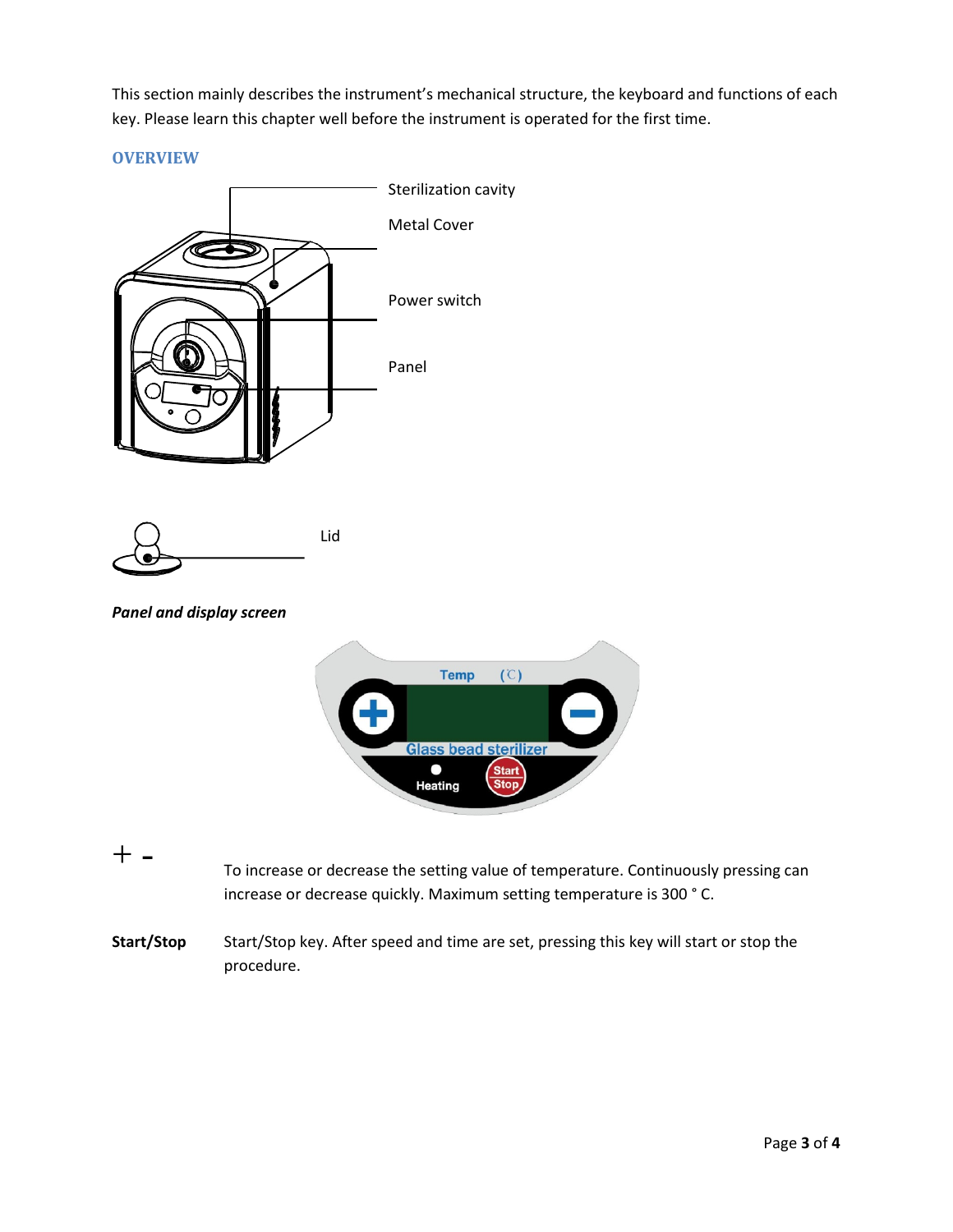This section mainly describes the instrument's mechanical structure, the keyboard and functions of each key. Please learn this chapter well before the instrument is operated for the first time.

## OVERVIEW

Sterilization cavity

Metal Cover

Power switch

Panel

Lid

***Panel and display screen***

Temp (℃)

Glass bead sterilizer

Heating

Start Stop

**+ -** To increase or decrease the setting value of temperature. Continuously pressing can increase or decrease quickly. Maximum setting temperature is 300 ° C.

**Start/Stop** Start/Stop key. After speed and time are set, pressing this key will start or stop the procedure.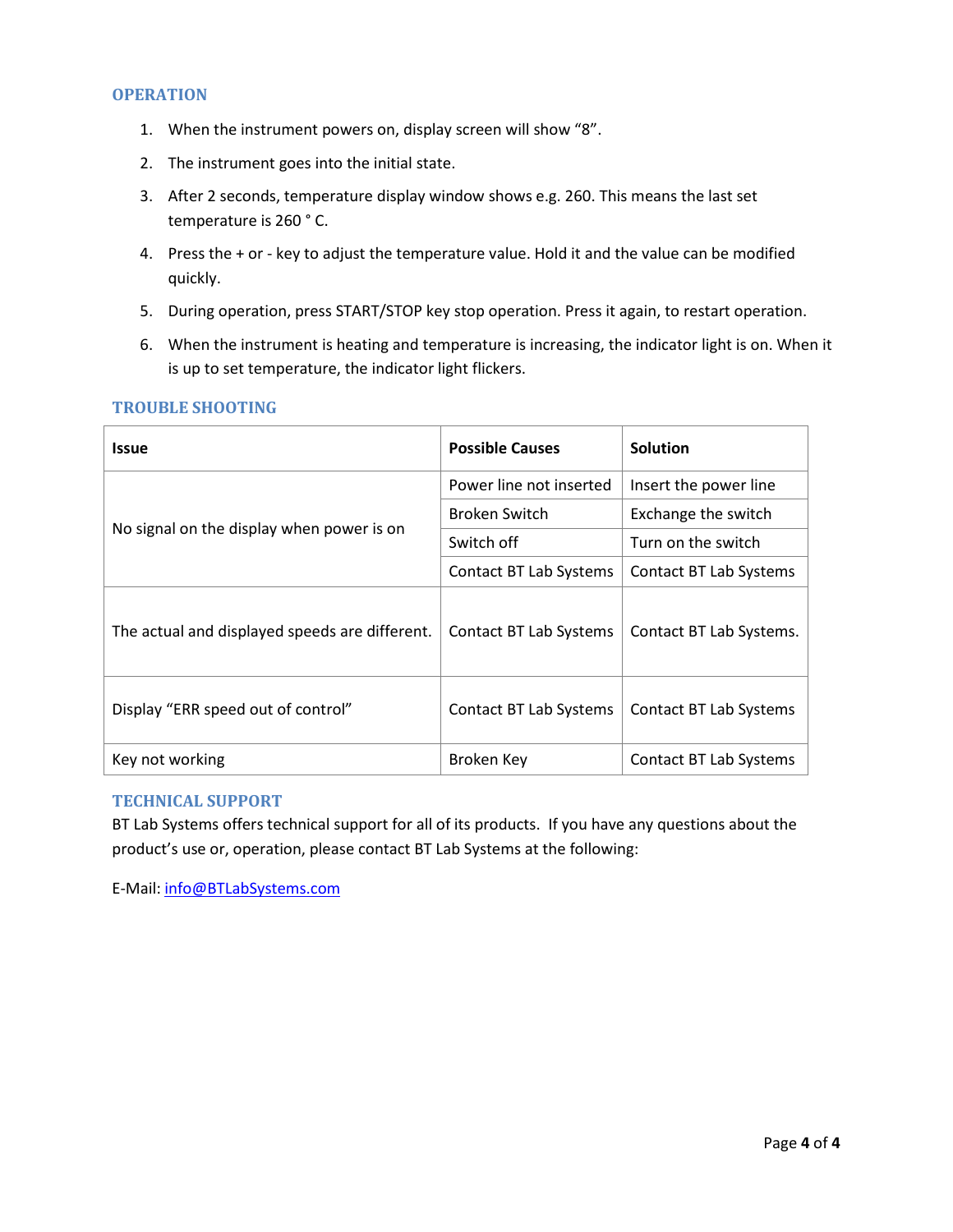## OPERATION

1. When the instrument powers on, display screen will show “8”.
2. The instrument goes into the initial state.
3. After 2 seconds, temperature display window shows e.g. 260. This means the last set temperature is 260 ° C.
4. Press the + or - key to adjust the temperature value. Hold it and the value can be modified quickly.
5. During operation, press START/STOP key stop operation. Press it again, to restart operation.
6. When the instrument is heating and temperature is increasing, the indicator light is on. When it is up to set temperature, the indicator light flickers.

## TROUBLE SHOOTING

| Issue | Possible Causes | Solution |
|---|---|---|
| No signal on the display when power is on | Power line not inserted | Insert the power line |
| | Broken Switch | Exchange the switch |
| | Switch off | Turn on the switch |
| | Contact BT Lab Systems | Contact BT Lab Systems |
| The actual and displayed speeds are different. | Contact BT Lab Systems | Contact BT Lab Systems. |
| Display “ERR speed out of control” | Contact BT Lab Systems | Contact BT Lab Systems |
| Key not working | Broken Key | Contact BT Lab Systems |

## TECHNICAL SUPPORT

BT Lab Systems offers technical support for all of its products. If you have any questions about the product’s use or, operation, please contact BT Lab Systems at the following:

E-Mail: info@BTLabSystems.com